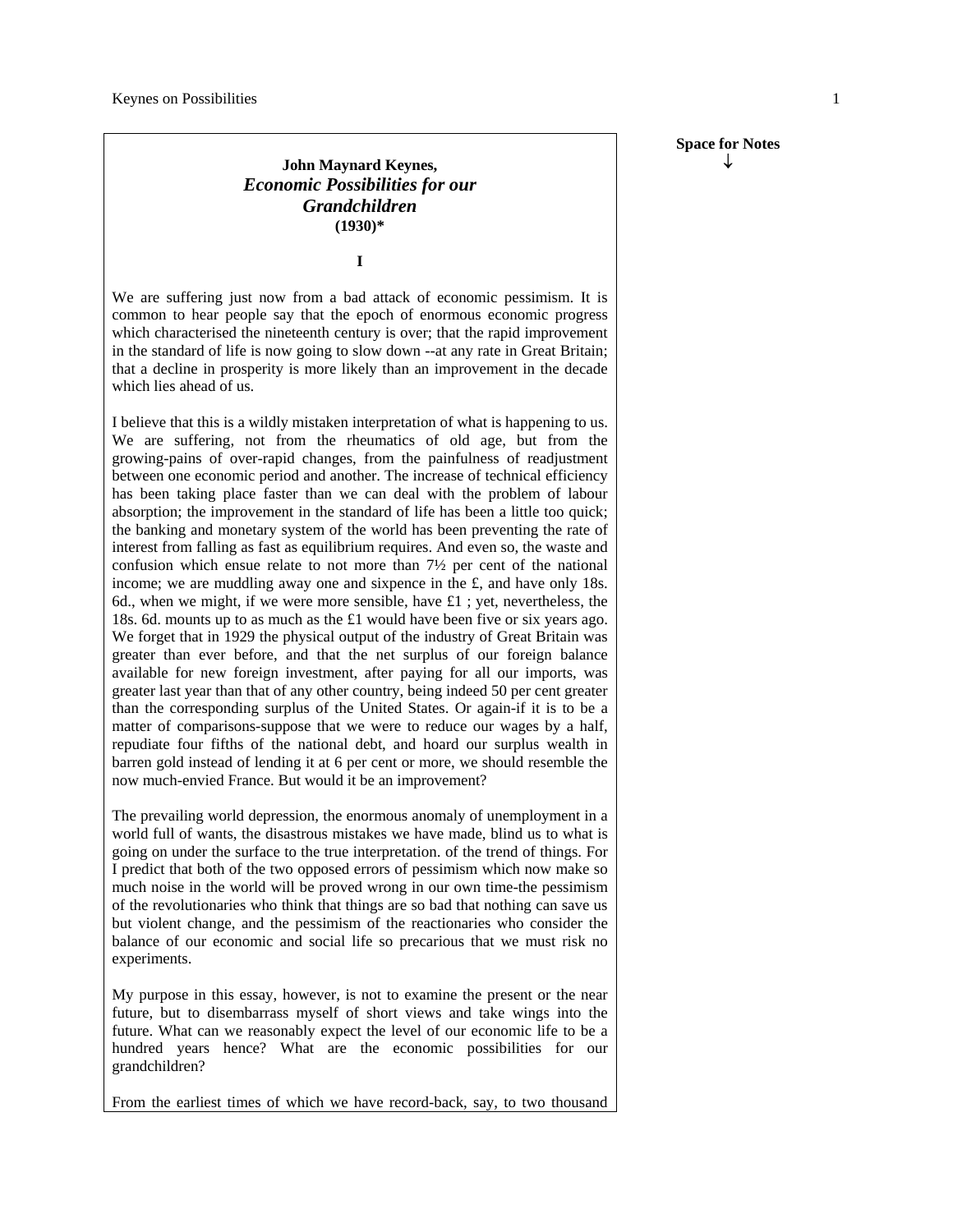**Space for Notes** ↓

**John Maynard Keynes,**
***Economic Possibilities for our Grandchildren***
**(1930)***

## I

We are suffering just now from a bad attack of economic pessimism. It is common to hear people say that the epoch of enormous economic progress which characterised the nineteenth century is over; that the rapid improvement in the standard of life is now going to slow down --at any rate in Great Britain; that a decline in prosperity is more likely than an improvement in the decade which lies ahead of us.

I believe that this is a wildly mistaken interpretation of what is happening to us. We are suffering, not from the rheumatics of old age, but from the growing-pains of over-rapid changes, from the painfulness of readjustment between one economic period and another. The increase of technical efficiency has been taking place faster than we can deal with the problem of labour absorption; the improvement in the standard of life has been a little too quick; the banking and monetary system of the world has been preventing the rate of interest from falling as fast as equilibrium requires. And even so, the waste and confusion which ensue relate to not more than 7½ per cent of the national income; we are muddling away one and sixpence in the £, and have only 18s. 6d., when we might, if we were more sensible, have £1 ; yet, nevertheless, the 18s. 6d. mounts up to as much as the £1 would have been five or six years ago. We forget that in 1929 the physical output of the industry of Great Britain was greater than ever before, and that the net surplus of our foreign balance available for new foreign investment, after paying for all our imports, was greater last year than that of any other country, being indeed 50 per cent greater than the corresponding surplus of the United States. Or again-if it is to be a matter of comparisons-suppose that we were to reduce our wages by a half, repudiate four fifths of the national debt, and hoard our surplus wealth in barren gold instead of lending it at 6 per cent or more, we should resemble the now much-envied France. But would it be an improvement?

The prevailing world depression, the enormous anomaly of unemployment in a world full of wants, the disastrous mistakes we have made, blind us to what is going on under the surface to the true interpretation. of the trend of things. For I predict that both of the two opposed errors of pessimism which now make so much noise in the world will be proved wrong in our own time-the pessimism of the revolutionaries who think that things are so bad that nothing can save us but violent change, and the pessimism of the reactionaries who consider the balance of our economic and social life so precarious that we must risk no experiments.

My purpose in this essay, however, is not to examine the present or the near future, but to disembarrass myself of short views and take wings into the future. What can we reasonably expect the level of our economic life to be a hundred years hence? What are the economic possibilities for our grandchildren?

From the earliest times of which we have record-back, say, to two thousand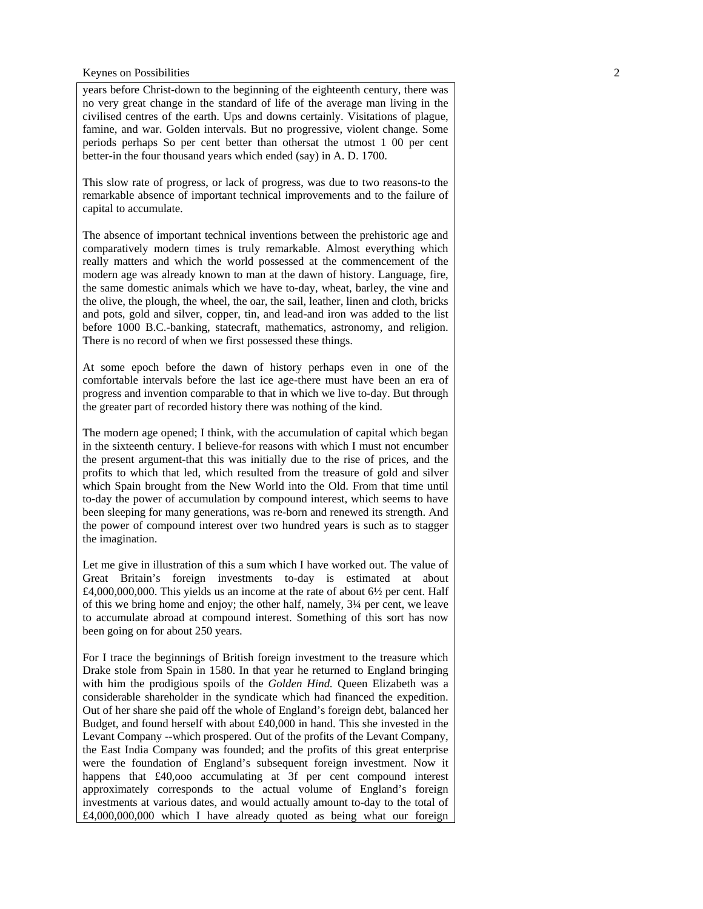years before Christ-down to the beginning of the eighteenth century, there was no very great change in the standard of life of the average man living in the civilised centres of the earth. Ups and downs certainly. Visitations of plague, famine, and war. Golden intervals. But no progressive, violent change. Some periods perhaps So per cent better than othersat the utmost 1 00 per cent better-in the four thousand years which ended (say) in A. D. 1700.

This slow rate of progress, or lack of progress, was due to two reasons-to the remarkable absence of important technical improvements and to the failure of capital to accumulate.

The absence of important technical inventions between the prehistoric age and comparatively modern times is truly remarkable. Almost everything which really matters and which the world possessed at the commencement of the modern age was already known to man at the dawn of history. Language, fire, the same domestic animals which we have to-day, wheat, barley, the vine and the olive, the plough, the wheel, the oar, the sail, leather, linen and cloth, bricks and pots, gold and silver, copper, tin, and lead-and iron was added to the list before 1000 B.C.-banking, statecraft, mathematics, astronomy, and religion. There is no record of when we first possessed these things.

At some epoch before the dawn of history perhaps even in one of the comfortable intervals before the last ice age-there must have been an era of progress and invention comparable to that in which we live to-day. But through the greater part of recorded history there was nothing of the kind.

The modern age opened; I think, with the accumulation of capital which began in the sixteenth century. I believe-for reasons with which I must not encumber the present argument-that this was initially due to the rise of prices, and the profits to which that led, which resulted from the treasure of gold and silver which Spain brought from the New World into the Old. From that time until to-day the power of accumulation by compound interest, which seems to have been sleeping for many generations, was re-born and renewed its strength. And the power of compound interest over two hundred years is such as to stagger the imagination.

Let me give in illustration of this a sum which I have worked out. The value of Great Britain's foreign investments to-day is estimated at about £4,000,000,000. This yields us an income at the rate of about 6½ per cent. Half of this we bring home and enjoy; the other half, namely, 3¼ per cent, we leave to accumulate abroad at compound interest. Something of this sort has now been going on for about 250 years.

For I trace the beginnings of British foreign investment to the treasure which Drake stole from Spain in 1580. In that year he returned to England bringing with him the prodigious spoils of the *Golden Hind.* Queen Elizabeth was a considerable shareholder in the syndicate which had financed the expedition. Out of her share she paid off the whole of England's foreign debt, balanced her Budget, and found herself with about £40,000 in hand. This she invested in the Levant Company --which prospered. Out of the profits of the Levant Company, the East India Company was founded; and the profits of this great enterprise were the foundation of England's subsequent foreign investment. Now it happens that £40,ooo accumulating at 3f per cent compound interest approximately corresponds to the actual volume of England's foreign investments at various dates, and would actually amount to-day to the total of £4,000,000,000 which I have already quoted as being what our foreign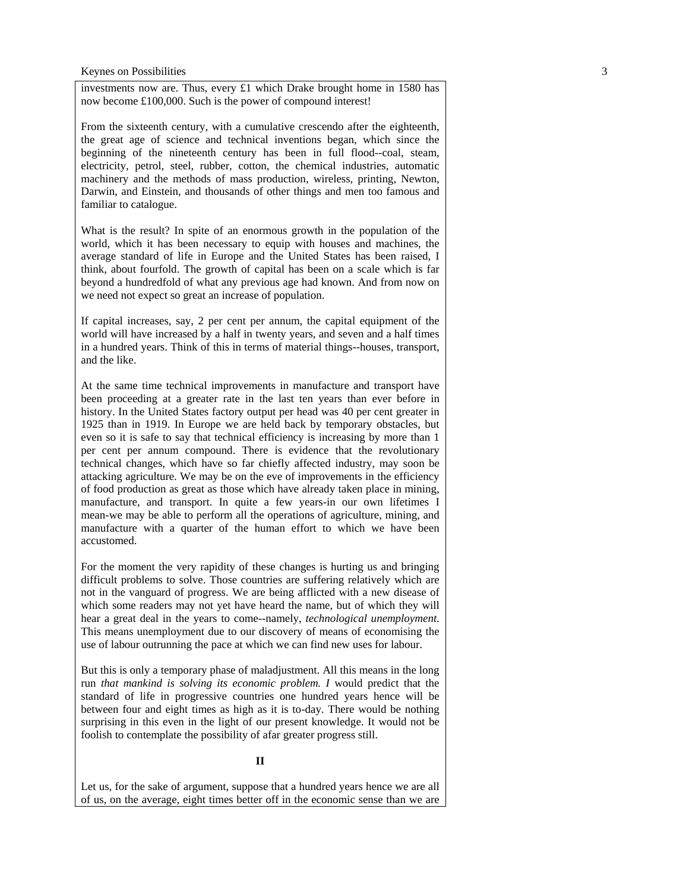investments now are. Thus, every £1 which Drake brought home in 1580 has now become £100,000. Such is the power of compound interest!

From the sixteenth century, with a cumulative crescendo after the eighteenth, the great age of science and technical inventions began, which since the beginning of the nineteenth century has been in full flood--coal, steam, electricity, petrol, steel, rubber, cotton, the chemical industries, automatic machinery and the methods of mass production, wireless, printing, Newton, Darwin, and Einstein, and thousands of other things and men too famous and familiar to catalogue.

What is the result? In spite of an enormous growth in the population of the world, which it has been necessary to equip with houses and machines, the average standard of life in Europe and the United States has been raised, I think, about fourfold. The growth of capital has been on a scale which is far beyond a hundredfold of what any previous age had known. And from now on we need not expect so great an increase of population.

If capital increases, say, 2 per cent per annum, the capital equipment of the world will have increased by a half in twenty years, and seven and a half times in a hundred years. Think of this in terms of material things--houses, transport, and the like.

At the same time technical improvements in manufacture and transport have been proceeding at a greater rate in the last ten years than ever before in history. In the United States factory output per head was 40 per cent greater in 1925 than in 1919. In Europe we are held back by temporary obstacles, but even so it is safe to say that technical efficiency is increasing by more than 1 per cent per annum compound. There is evidence that the revolutionary technical changes, which have so far chiefly affected industry, may soon be attacking agriculture. We may be on the eve of improvements in the efficiency of food production as great as those which have already taken place in mining, manufacture, and transport. In quite a few years-in our own lifetimes I mean-we may be able to perform all the operations of agriculture, mining, and manufacture with a quarter of the human effort to which we have been accustomed.

For the moment the very rapidity of these changes is hurting us and bringing difficult problems to solve. Those countries are suffering relatively which are not in the vanguard of progress. We are being afflicted with a new disease of which some readers may not yet have heard the name, but of which they will hear a great deal in the years to come--namely, *technological unemployment.* This means unemployment due to our discovery of means of economising the use of labour outrunning the pace at which we can find new uses for labour.

But this is only a temporary phase of maladjustment. All this means in the long run *that mankind is solving its economic problem. I* would predict that the standard of life in progressive countries one hundred years hence will be between four and eight times as high as it is to-day. There would be nothing surprising in this even in the light of our present knowledge. It would not be foolish to contemplate the possibility of afar greater progress still.

## II

Let us, for the sake of argument, suppose that a hundred years hence we are all of us, on the average, eight times better off in the economic sense than we are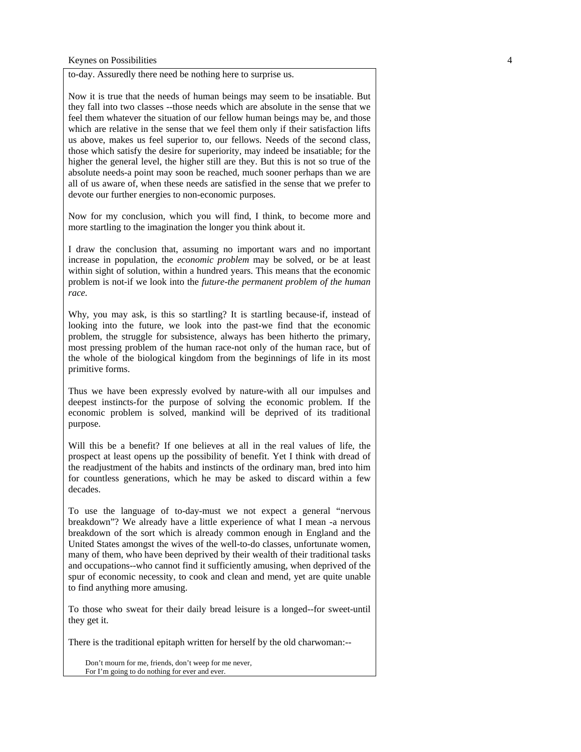to-day. Assuredly there need be nothing here to surprise us.

Now it is true that the needs of human beings may seem to be insatiable. But they fall into two classes --those needs which are absolute in the sense that we feel them whatever the situation of our fellow human beings may be, and those which are relative in the sense that we feel them only if their satisfaction lifts us above, makes us feel superior to, our fellows. Needs of the second class, those which satisfy the desire for superiority, may indeed be insatiable; for the higher the general level, the higher still are they. But this is not so true of the absolute needs-a point may soon be reached, much sooner perhaps than we are all of us aware of, when these needs are satisfied in the sense that we prefer to devote our further energies to non-economic purposes.

Now for my conclusion, which you will find, I think, to become more and more startling to the imagination the longer you think about it.

I draw the conclusion that, assuming no important wars and no important increase in population, the *economic problem* may be solved, or be at least within sight of solution, within a hundred years. This means that the economic problem is not-if we look into the *future-the permanent problem of the human race.*

Why, you may ask, is this so startling? It is startling because-if, instead of looking into the future, we look into the past-we find that the economic problem, the struggle for subsistence, always has been hitherto the primary, most pressing problem of the human race-not only of the human race, but of the whole of the biological kingdom from the beginnings of life in its most primitive forms.

Thus we have been expressly evolved by nature-with all our impulses and deepest instincts-for the purpose of solving the economic problem. If the economic problem is solved, mankind will be deprived of its traditional purpose.

Will this be a benefit? If one believes at all in the real values of life, the prospect at least opens up the possibility of benefit. Yet I think with dread of the readjustment of the habits and instincts of the ordinary man, bred into him for countless generations, which he may be asked to discard within a few decades.

To use the language of to-day-must we not expect a general "nervous breakdown"? We already have a little experience of what I mean -a nervous breakdown of the sort which is already common enough in England and the United States amongst the wives of the well-to-do classes, unfortunate women, many of them, who have been deprived by their wealth of their traditional tasks and occupations--who cannot find it sufficiently amusing, when deprived of the spur of economic necessity, to cook and clean and mend, yet are quite unable to find anything more amusing.

To those who sweat for their daily bread leisure is a longed--for sweet-until they get it.

There is the traditional epitaph written for herself by the old charwoman:--

> Don't mourn for me, friends, don't weep for me never,
> For I'm going to do nothing for ever and ever.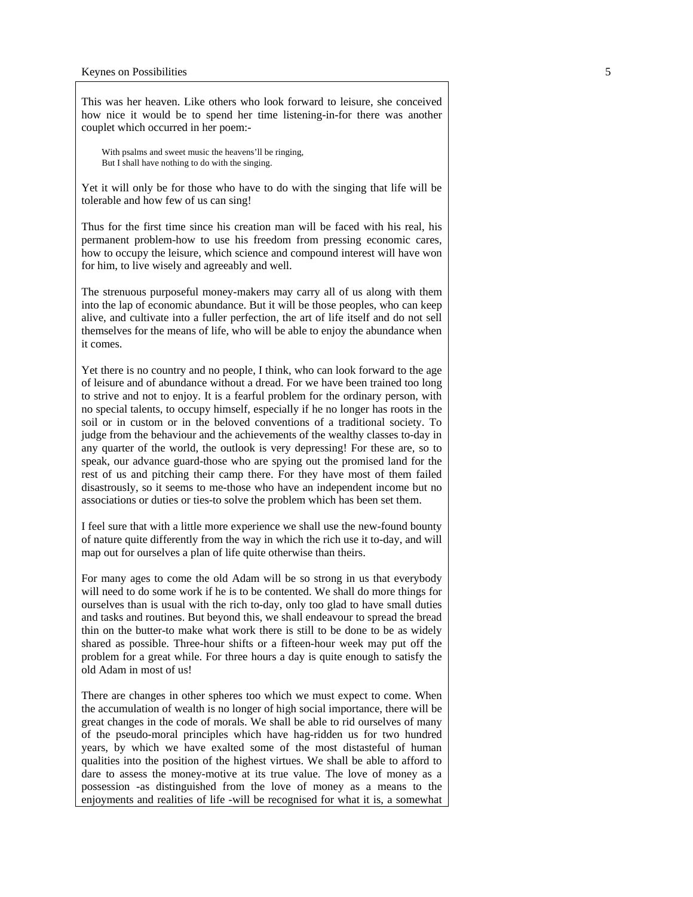This was her heaven. Like others who look forward to leisure, she conceived how nice it would be to spend her time listening-in-for there was another couplet which occurred in her poem:-

> With psalms and sweet music the heavens'll be ringing,
> But I shall have nothing to do with the singing.

Yet it will only be for those who have to do with the singing that life will be tolerable and how few of us can sing!

Thus for the first time since his creation man will be faced with his real, his permanent problem-how to use his freedom from pressing economic cares, how to occupy the leisure, which science and compound interest will have won for him, to live wisely and agreeably and well.

The strenuous purposeful money-makers may carry all of us along with them into the lap of economic abundance. But it will be those peoples, who can keep alive, and cultivate into a fuller perfection, the art of life itself and do not sell themselves for the means of life, who will be able to enjoy the abundance when it comes.

Yet there is no country and no people, I think, who can look forward to the age of leisure and of abundance without a dread. For we have been trained too long to strive and not to enjoy. It is a fearful problem for the ordinary person, with no special talents, to occupy himself, especially if he no longer has roots in the soil or in custom or in the beloved conventions of a traditional society. To judge from the behaviour and the achievements of the wealthy classes to-day in any quarter of the world, the outlook is very depressing! For these are, so to speak, our advance guard-those who are spying out the promised land for the rest of us and pitching their camp there. For they have most of them failed disastrously, so it seems to me-those who have an independent income but no associations or duties or ties-to solve the problem which has been set them.

I feel sure that with a little more experience we shall use the new-found bounty of nature quite differently from the way in which the rich use it to-day, and will map out for ourselves a plan of life quite otherwise than theirs.

For many ages to come the old Adam will be so strong in us that everybody will need to do some work if he is to be contented. We shall do more things for ourselves than is usual with the rich to-day, only too glad to have small duties and tasks and routines. But beyond this, we shall endeavour to spread the bread thin on the butter-to make what work there is still to be done to be as widely shared as possible. Three-hour shifts or a fifteen-hour week may put off the problem for a great while. For three hours a day is quite enough to satisfy the old Adam in most of us!

There are changes in other spheres too which we must expect to come. When the accumulation of wealth is no longer of high social importance, there will be great changes in the code of morals. We shall be able to rid ourselves of many of the pseudo-moral principles which have hag-ridden us for two hundred years, by which we have exalted some of the most distasteful of human qualities into the position of the highest virtues. We shall be able to afford to dare to assess the money-motive at its true value. The love of money as a possession -as distinguished from the love of money as a means to the enjoyments and realities of life -will be recognised for what it is, a somewhat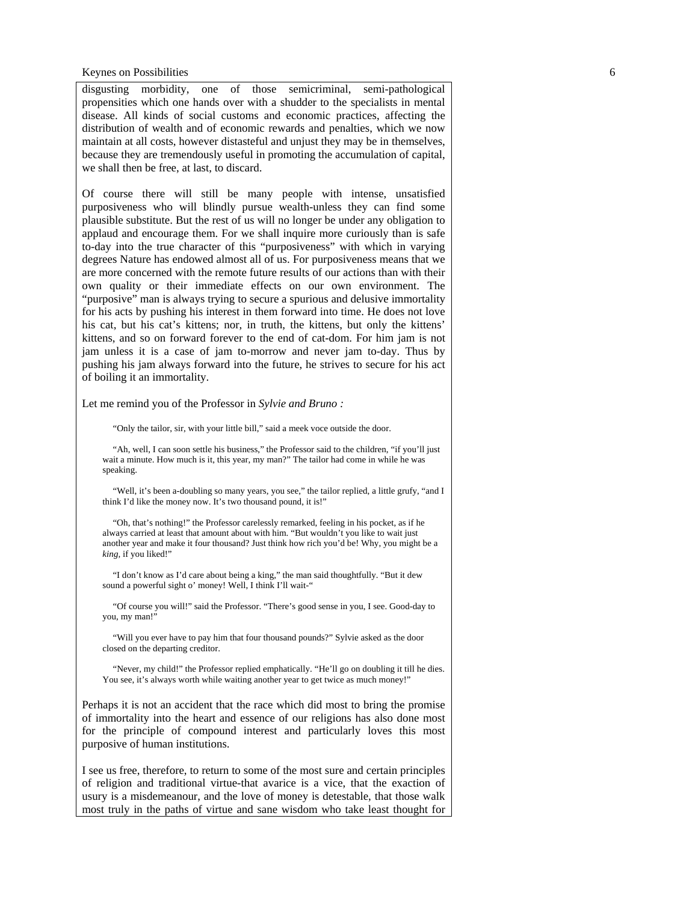disgusting morbidity, one of those semicriminal, semi-pathological propensities which one hands over with a shudder to the specialists in mental disease. All kinds of social customs and economic practices, affecting the distribution of wealth and of economic rewards and penalties, which we now maintain at all costs, however distasteful and unjust they may be in themselves, because they are tremendously useful in promoting the accumulation of capital, we shall then be free, at last, to discard.

Of course there will still be many people with intense, unsatisfied purposiveness who will blindly pursue wealth-unless they can find some plausible substitute. But the rest of us will no longer be under any obligation to applaud and encourage them. For we shall inquire more curiously than is safe to-day into the true character of this "purposiveness" with which in varying degrees Nature has endowed almost all of us. For purposiveness means that we are more concerned with the remote future results of our actions than with their own quality or their immediate effects on our own environment. The "purposive" man is always trying to secure a spurious and delusive immortality for his acts by pushing his interest in them forward into time. He does not love his cat, but his cat's kittens; nor, in truth, the kittens, but only the kittens' kittens, and so on forward forever to the end of cat-dom. For him jam is not jam unless it is a case of jam to-morrow and never jam to-day. Thus by pushing his jam always forward into the future, he strives to secure for his act of boiling it an immortality.

Let me remind you of the Professor in *Sylvie and Bruno :*

> "Only the tailor, sir, with your little bill," said a meek voce outside the door.
>
> "Ah, well, I can soon settle his business," the Professor said to the children, "if you'll just wait a minute. How much is it, this year, my man?" The tailor had come in while he was speaking.
>
> "Well, it's been a-doubling so many years, you see," the tailor replied, a little grufy, "and I think I'd like the money now. It's two thousand pound, it is!"
>
> "Oh, that's nothing!" the Professor carelessly remarked, feeling in his pocket, as if he always carried at least that amount about with him. "But wouldn't you like to wait just another year and make it four thousand? Just think how rich you'd be! Why, you might be a *king*, if you liked!"
>
> "I don't know as I'd care about being a king," the man said thoughtfully. "But it dew sound a powerful sight o' money! Well, I think I'll wait-"
>
> "Of course you will!" said the Professor. "There's good sense in you, I see. Good-day to you, my man!"
>
> "Will you ever have to pay him that four thousand pounds?" Sylvie asked as the door closed on the departing creditor.
>
> "Never, my child!" the Professor replied emphatically. "He'll go on doubling it till he dies. You see, it's always worth while waiting another year to get twice as much money!"

Perhaps it is not an accident that the race which did most to bring the promise of immortality into the heart and essence of our religions has also done most for the principle of compound interest and particularly loves this most purposive of human institutions.

I see us free, therefore, to return to some of the most sure and certain principles of religion and traditional virtue-that avarice is a vice, that the exaction of usury is a misdemeanour, and the love of money is detestable, that those walk most truly in the paths of virtue and sane wisdom who take least thought for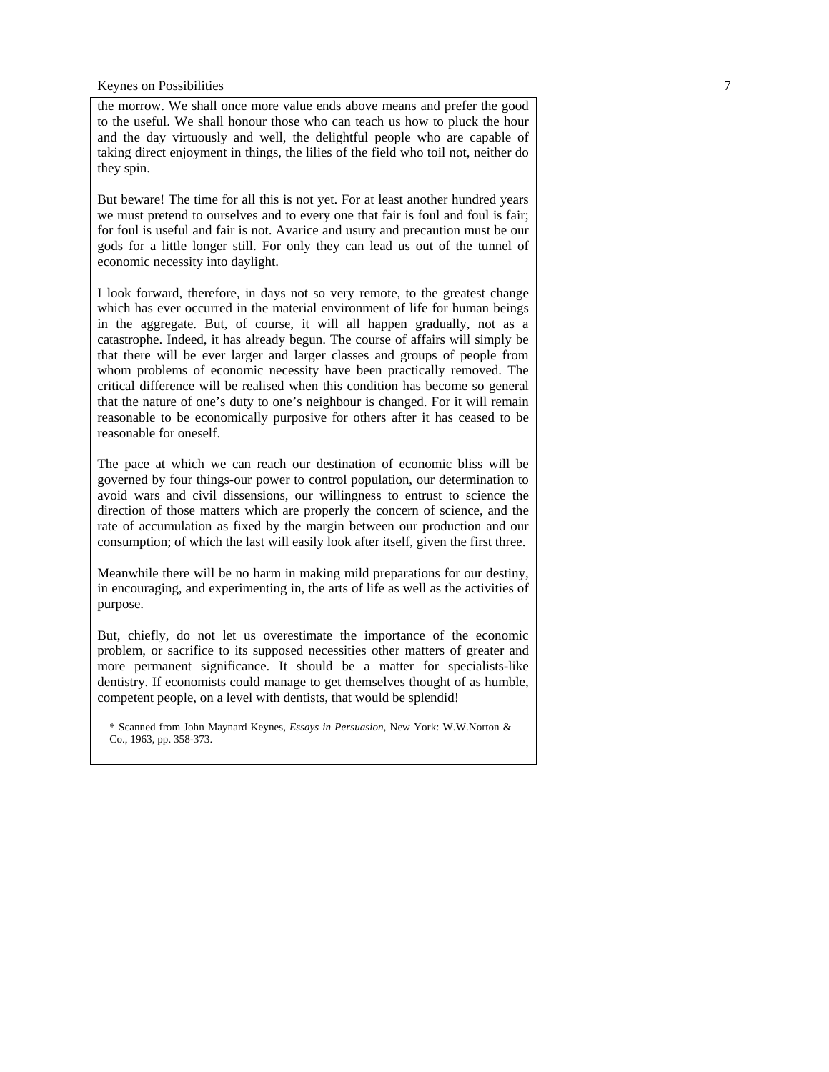the morrow. We shall once more value ends above means and prefer the good to the useful. We shall honour those who can teach us how to pluck the hour and the day virtuously and well, the delightful people who are capable of taking direct enjoyment in things, the lilies of the field who toil not, neither do they spin.

But beware! The time for all this is not yet. For at least another hundred years we must pretend to ourselves and to every one that fair is foul and foul is fair; for foul is useful and fair is not. Avarice and usury and precaution must be our gods for a little longer still. For only they can lead us out of the tunnel of economic necessity into daylight.

I look forward, therefore, in days not so very remote, to the greatest change which has ever occurred in the material environment of life for human beings in the aggregate. But, of course, it will all happen gradually, not as a catastrophe. Indeed, it has already begun. The course of affairs will simply be that there will be ever larger and larger classes and groups of people from whom problems of economic necessity have been practically removed. The critical difference will be realised when this condition has become so general that the nature of one's duty to one's neighbour is changed. For it will remain reasonable to be economically purposive for others after it has ceased to be reasonable for oneself.

The pace at which we can reach our destination of economic bliss will be governed by four things-our power to control population, our determination to avoid wars and civil dissensions, our willingness to entrust to science the direction of those matters which are properly the concern of science, and the rate of accumulation as fixed by the margin between our production and our consumption; of which the last will easily look after itself, given the first three.

Meanwhile there will be no harm in making mild preparations for our destiny, in encouraging, and experimenting in, the arts of life as well as the activities of purpose.

But, chiefly, do not let us overestimate the importance of the economic problem, or sacrifice to its supposed necessities other matters of greater and more permanent significance. It should be a matter for specialists-like dentistry. If economists could manage to get themselves thought of as humble, competent people, on a level with dentists, that would be splendid!

\* Scanned from John Maynard Keynes, *Essays in Persuasion*, New York: W.W.Norton & Co., 1963, pp. 358-373.